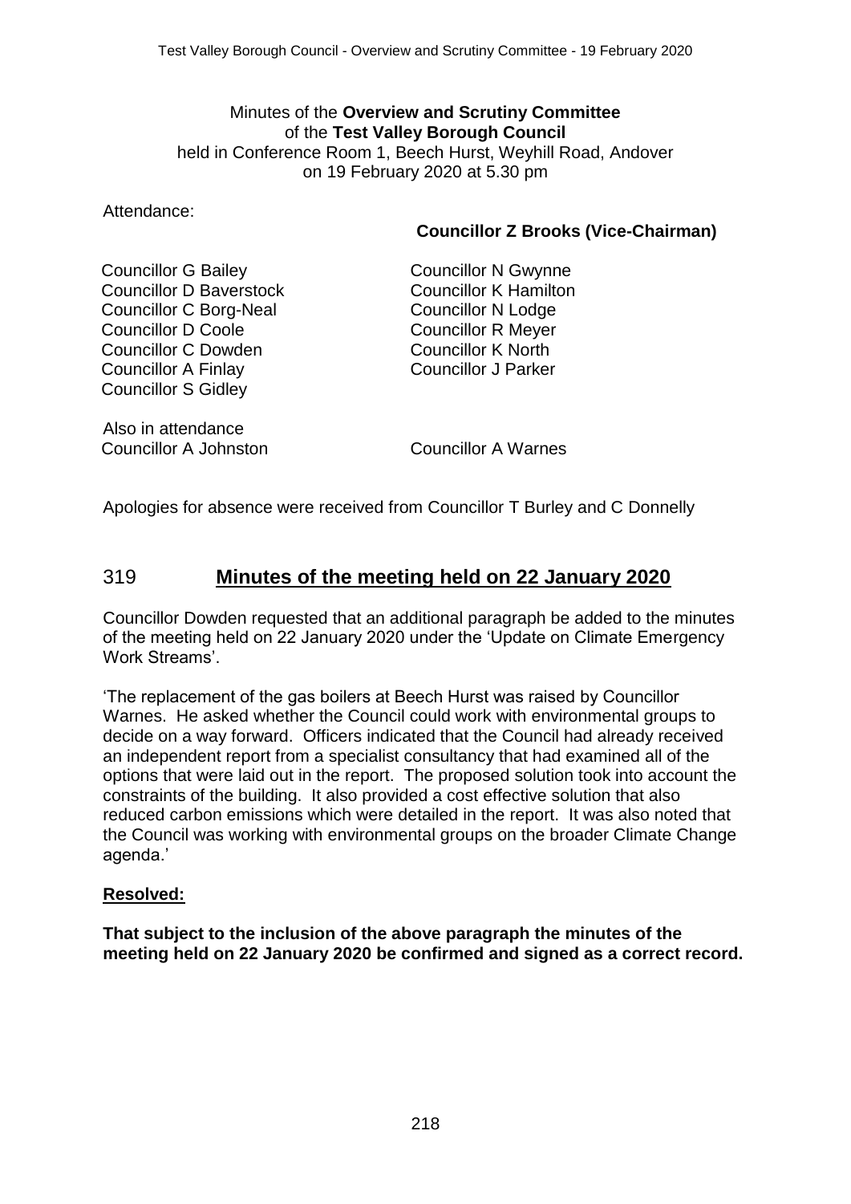Minutes of the **Overview and Scrutiny Committee**
of the **Test Valley Borough Council**
held in Conference Room 1, Beech Hurst, Weyhill Road, Andover
on 19 February 2020 at 5.30 pm

Attendance:

**Councillor Z Brooks (Vice-Chairman)**

Councillor G Bailey
Councillor D Baverstock
Councillor C Borg-Neal
Councillor D Coole
Councillor C Dowden
Councillor A Finlay
Councillor S Gidley
Councillor N Gwynne
Councillor K Hamilton
Councillor N Lodge
Councillor R Meyer
Councillor K North
Councillor J Parker

Also in attendance
Councillor A Johnston
Councillor A Warnes

Apologies for absence were received from Councillor T Burley and C Donnelly

## 319 Minutes of the meeting held on 22 January 2020

Councillor Dowden requested that an additional paragraph be added to the minutes of the meeting held on 22 January 2020 under the 'Update on Climate Emergency Work Streams'.

'The replacement of the gas boilers at Beech Hurst was raised by Councillor Warnes. He asked whether the Council could work with environmental groups to decide on a way forward. Officers indicated that the Council had already received an independent report from a specialist consultancy that had examined all of the options that were laid out in the report. The proposed solution took into account the constraints of the building. It also provided a cost effective solution that also reduced carbon emissions which were detailed in the report. It was also noted that the Council was working with environmental groups on the broader Climate Change agenda.'

**Resolved:**

**That subject to the inclusion of the above paragraph the minutes of the meeting held on 22 January 2020 be confirmed and signed as a correct record.**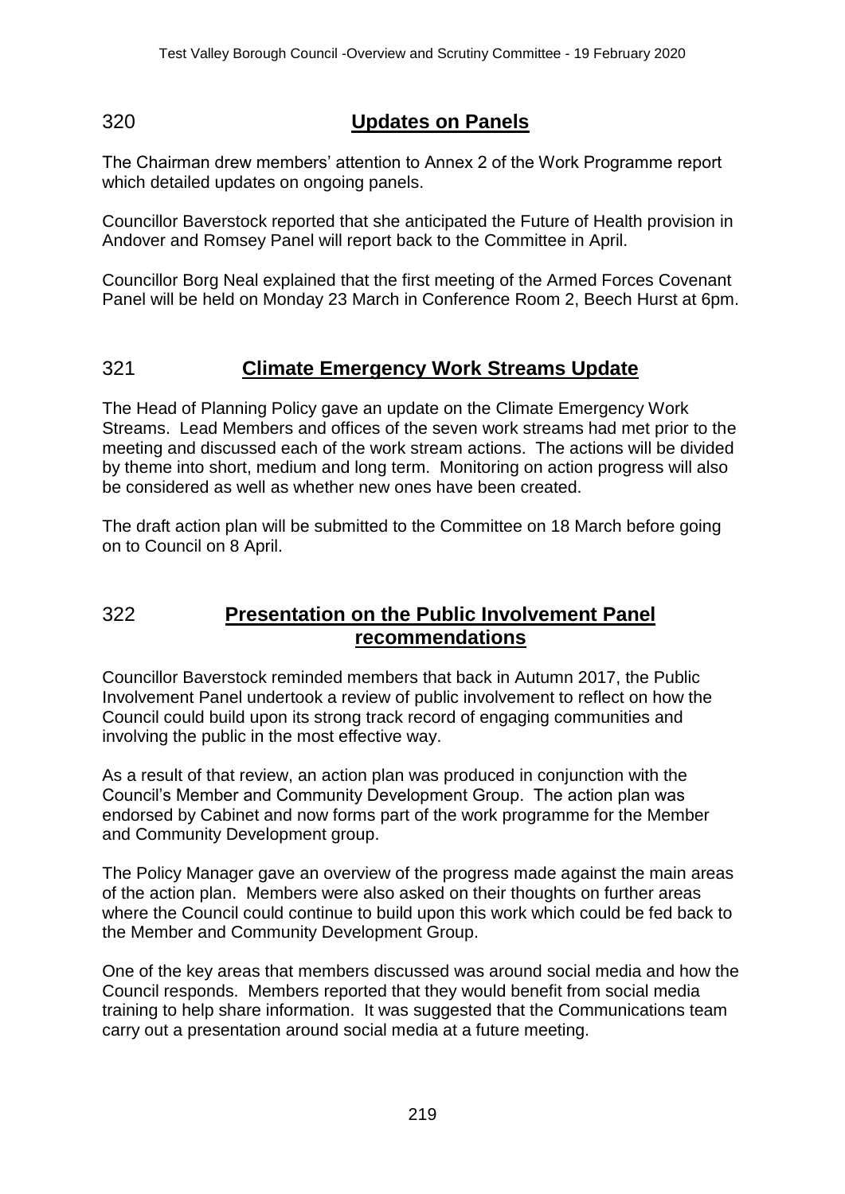## 320 **Updates on Panels**

The Chairman drew members' attention to Annex 2 of the Work Programme report which detailed updates on ongoing panels.

Councillor Baverstock reported that she anticipated the Future of Health provision in Andover and Romsey Panel will report back to the Committee in April.

Councillor Borg Neal explained that the first meeting of the Armed Forces Covenant Panel will be held on Monday 23 March in Conference Room 2, Beech Hurst at 6pm.

## 321 **Climate Emergency Work Streams Update**

The Head of Planning Policy gave an update on the Climate Emergency Work Streams. Lead Members and offices of the seven work streams had met prior to the meeting and discussed each of the work stream actions. The actions will be divided by theme into short, medium and long term. Monitoring on action progress will also be considered as well as whether new ones have been created.

The draft action plan will be submitted to the Committee on 18 March before going on to Council on 8 April.

## 322 **Presentation on the Public Involvement Panel recommendations**

Councillor Baverstock reminded members that back in Autumn 2017, the Public Involvement Panel undertook a review of public involvement to reflect on how the Council could build upon its strong track record of engaging communities and involving the public in the most effective way.

As a result of that review, an action plan was produced in conjunction with the Council's Member and Community Development Group. The action plan was endorsed by Cabinet and now forms part of the work programme for the Member and Community Development group.

The Policy Manager gave an overview of the progress made against the main areas of the action plan. Members were also asked on their thoughts on further areas where the Council could continue to build upon this work which could be fed back to the Member and Community Development Group.

One of the key areas that members discussed was around social media and how the Council responds. Members reported that they would benefit from social media training to help share information. It was suggested that the Communications team carry out a presentation around social media at a future meeting.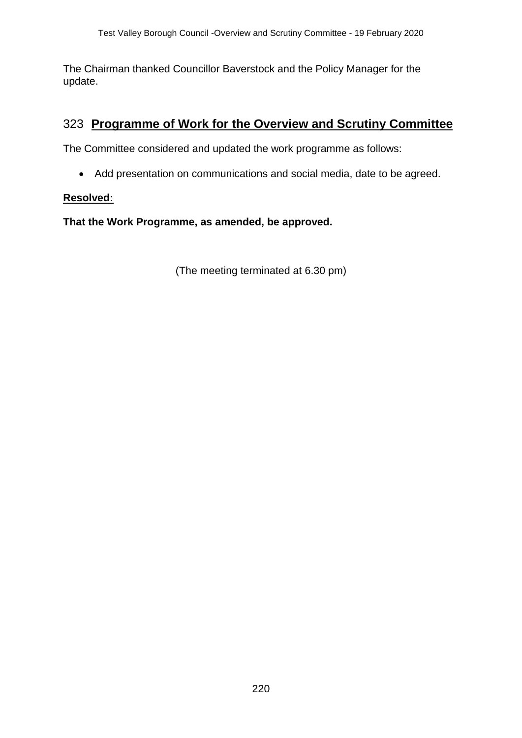The Chairman thanked Councillor Baverstock and the Policy Manager for the update.

## 323 **Programme of Work for the Overview and Scrutiny Committee**

The Committee considered and updated the work programme as follows:

- Add presentation on communications and social media, date to be agreed.

**Resolved:**

**That the Work Programme, as amended, be approved.**

(The meeting terminated at 6.30 pm)